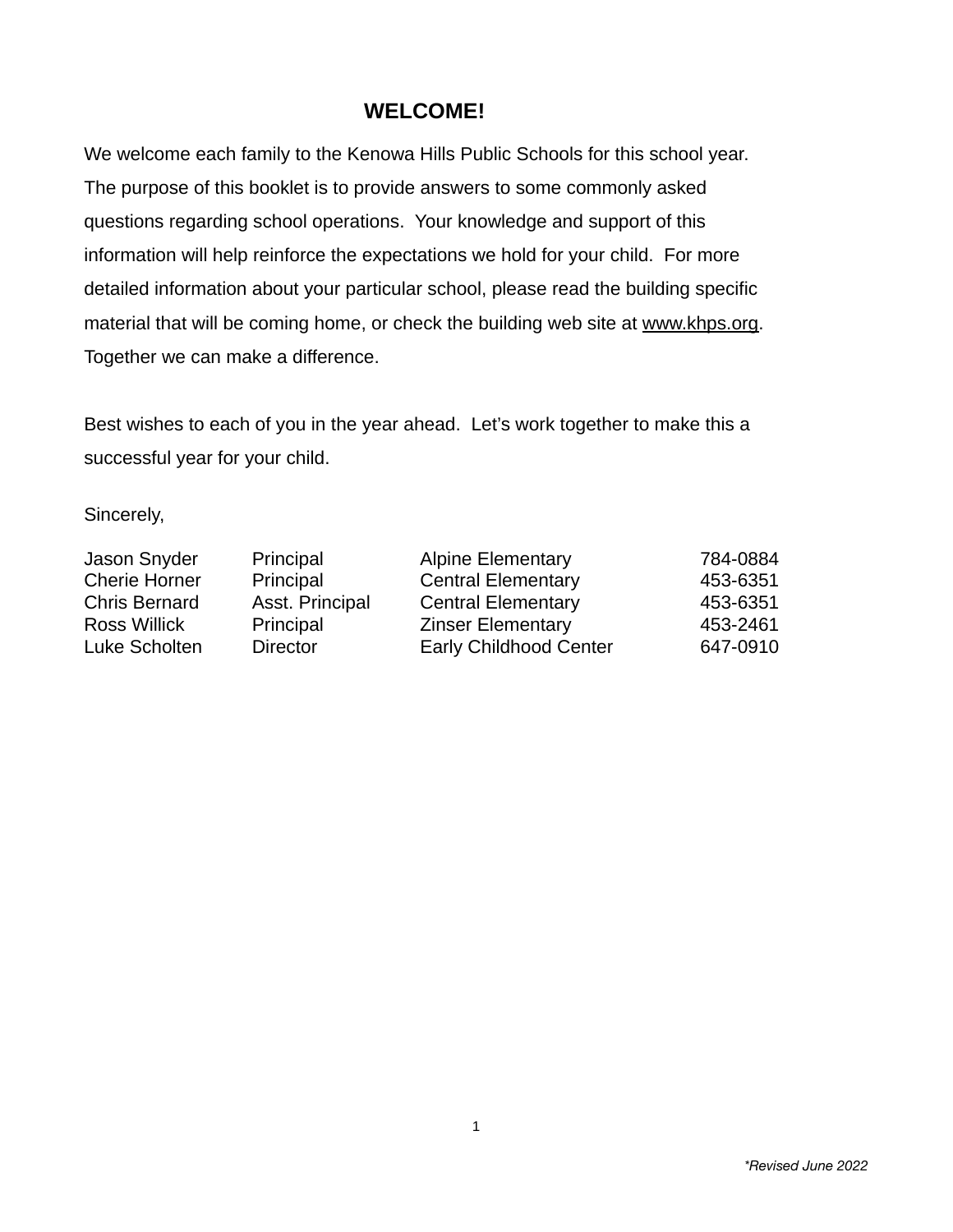## WELCOME!

We welcome each family to the Kenowa Hills Public Schools for this school year. The purpose of this booklet is to provide answers to some commonly asked questions regarding school operations. Your knowledge and support of this information will help reinforce the expectations we hold for your child. For more detailed information about your particular school, please read the building specific material that will be coming home, or check the building web site at www.khps.org. Together we can make a difference.

Best wishes to each of you in the year ahead. Let's work together to make this a successful year for your child.

Sincerely,

| | | | |
|---|---|---|---|
| Jason Snyder | Principal | Alpine Elementary | 784-0884 |
| Cherie Horner | Principal | Central Elementary | 453-6351 |
| Chris Bernard | Asst. Principal | Central Elementary | 453-6351 |
| Ross Willick | Principal | Zinser Elementary | 453-2461 |
| Luke Scholten | Director | Early Childhood Center | 647-0910 |

*\*Revised June 2022*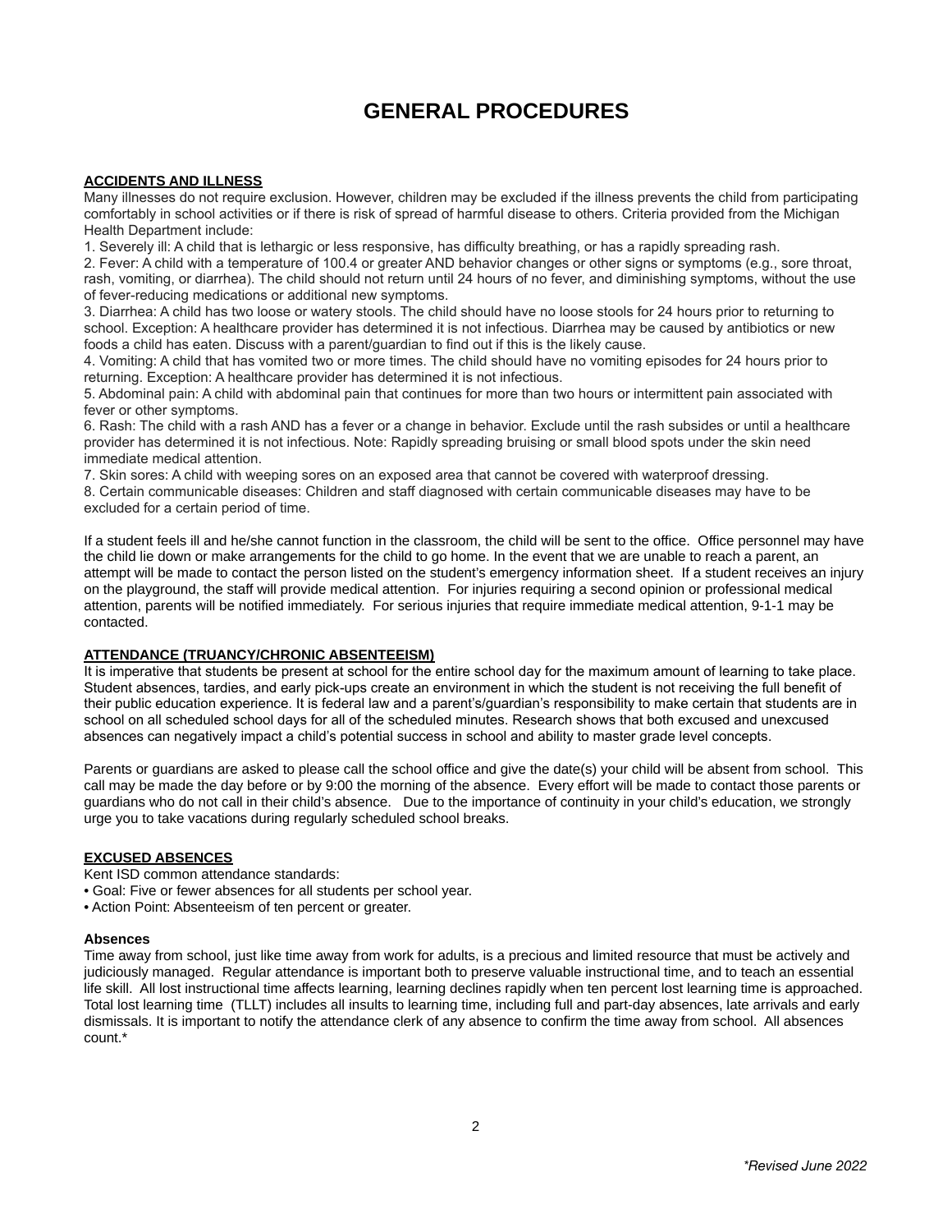# GENERAL PROCEDURES

## ACCIDENTS AND ILLNESS

Many illnesses do not require exclusion. However, children may be excluded if the illness prevents the child from participating comfortably in school activities or if there is risk of spread of harmful disease to others. Criteria provided from the Michigan Health Department include:

1. Severely ill: A child that is lethargic or less responsive, has difficulty breathing, or has a rapidly spreading rash.
2. Fever: A child with a temperature of 100.4 or greater AND behavior changes or other signs or symptoms (e.g., sore throat, rash, vomiting, or diarrhea). The child should not return until 24 hours of no fever, and diminishing symptoms, without the use of fever-reducing medications or additional new symptoms.
3. Diarrhea: A child has two loose or watery stools. The child should have no loose stools for 24 hours prior to returning to school. Exception: A healthcare provider has determined it is not infectious. Diarrhea may be caused by antibiotics or new foods a child has eaten. Discuss with a parent/guardian to find out if this is the likely cause.
4. Vomiting: A child that has vomited two or more times. The child should have no vomiting episodes for 24 hours prior to returning. Exception: A healthcare provider has determined it is not infectious.
5. Abdominal pain: A child with abdominal pain that continues for more than two hours or intermittent pain associated with fever or other symptoms.
6. Rash: The child with a rash AND has a fever or a change in behavior. Exclude until the rash subsides or until a healthcare provider has determined it is not infectious. Note: Rapidly spreading bruising or small blood spots under the skin need immediate medical attention.
7. Skin sores: A child with weeping sores on an exposed area that cannot be covered with waterproof dressing.
8. Certain communicable diseases: Children and staff diagnosed with certain communicable diseases may have to be excluded for a certain period of time.

If a student feels ill and he/she cannot function in the classroom, the child will be sent to the office. Office personnel may have the child lie down or make arrangements for the child to go home. In the event that we are unable to reach a parent, an attempt will be made to contact the person listed on the student's emergency information sheet. If a student receives an injury on the playground, the staff will provide medical attention. For injuries requiring a second opinion or professional medical attention, parents will be notified immediately. For serious injuries that require immediate medical attention, 9-1-1 may be contacted.

## ATTENDANCE (TRUANCY/CHRONIC ABSENTEEISM)

It is imperative that students be present at school for the entire school day for the maximum amount of learning to take place. Student absences, tardies, and early pick-ups create an environment in which the student is not receiving the full benefit of their public education experience. It is federal law and a parent's/guardian's responsibility to make certain that students are in school on all scheduled school days for all of the scheduled minutes. Research shows that both excused and unexcused absences can negatively impact a child's potential success in school and ability to master grade level concepts.

Parents or guardians are asked to please call the school office and give the date(s) your child will be absent from school. This call may be made the day before or by 9:00 the morning of the absence. Every effort will be made to contact those parents or guardians who do not call in their child's absence. Due to the importance of continuity in your child's education, we strongly urge you to take vacations during regularly scheduled school breaks.

## EXCUSED ABSENCES

Kent ISD common attendance standards:

- Goal: Five or fewer absences for all students per school year.
- Action Point: Absenteeism of ten percent or greater.

### Absences

Time away from school, just like time away from work for adults, is a precious and limited resource that must be actively and judiciously managed. Regular attendance is important both to preserve valuable instructional time, and to teach an essential life skill. All lost instructional time affects learning, learning declines rapidly when ten percent lost learning time is approached. Total lost learning time (TLLT) includes all insults to learning time, including full and part-day absences, late arrivals and early dismissals. It is important to notify the attendance clerk of any absence to confirm the time away from school. All absences count.*

*\*Revised June 2022*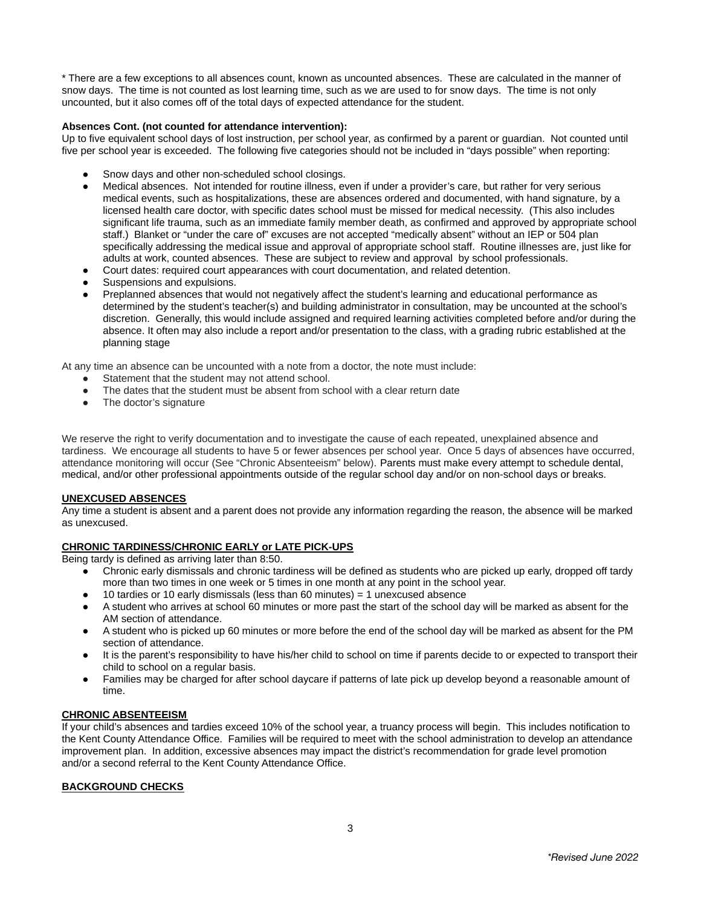* There are a few exceptions to all absences count, known as uncounted absences. These are calculated in the manner of snow days. The time is not counted as lost learning time, such as we are used to for snow days. The time is not only uncounted, but it also comes off of the total days of expected attendance for the student.

**Absences Cont. (not counted for attendance intervention):**
Up to five equivalent school days of lost instruction, per school year, as confirmed by a parent or guardian. Not counted until five per school year is exceeded. The following five categories should not be included in "days possible" when reporting:

- Snow days and other non-scheduled school closings.
- Medical absences. Not intended for routine illness, even if under a provider's care, but rather for very serious medical events, such as hospitalizations, these are absences ordered and documented, with hand signature, by a licensed health care doctor, with specific dates school must be missed for medical necessity. (This also includes significant life trauma, such as an immediate family member death, as confirmed and approved by appropriate school staff.) Blanket or "under the care of" excuses are not accepted "medically absent" without an IEP or 504 plan specifically addressing the medical issue and approval of appropriate school staff. Routine illnesses are, just like for adults at work, counted absences. These are subject to review and approval by school professionals.
- Court dates: required court appearances with court documentation, and related detention.
- Suspensions and expulsions.
- Preplanned absences that would not negatively affect the student's learning and educational performance as determined by the student's teacher(s) and building administrator in consultation, may be uncounted at the school's discretion. Generally, this would include assigned and required learning activities completed before and/or during the absence. It often may also include a report and/or presentation to the class, with a grading rubric established at the planning stage

At any time an absence can be uncounted with a note from a doctor, the note must include:

- Statement that the student may not attend school.
- The dates that the student must be absent from school with a clear return date
- The doctor's signature

We reserve the right to verify documentation and to investigate the cause of each repeated, unexplained absence and tardiness. We encourage all students to have 5 or fewer absences per school year. Once 5 days of absences have occurred, attendance monitoring will occur (See "Chronic Absenteeism" below). Parents must make every attempt to schedule dental, medical, and/or other professional appointments outside of the regular school day and/or on non-school days or breaks.

**UNEXCUSED ABSENCES**

Any time a student is absent and a parent does not provide any information regarding the reason, the absence will be marked as unexcused.

**CHRONIC TARDINESS/CHRONIC EARLY or LATE PICK-UPS**

Being tardy is defined as arriving later than 8:50.

- Chronic early dismissals and chronic tardiness will be defined as students who are picked up early, dropped off tardy more than two times in one week or 5 times in one month at any point in the school year.
- 10 tardies or 10 early dismissals (less than 60 minutes) = 1 unexcused absence
- A student who arrives at school 60 minutes or more past the start of the school day will be marked as absent for the AM section of attendance.
- A student who is picked up 60 minutes or more before the end of the school day will be marked as absent for the PM section of attendance.
- It is the parent's responsibility to have his/her child to school on time if parents decide to or expected to transport their child to school on a regular basis.
- Families may be charged for after school daycare if patterns of late pick up develop beyond a reasonable amount of time.

**CHRONIC ABSENTEEISM**

If your child's absences and tardies exceed 10% of the school year, a truancy process will begin. This includes notification to the Kent County Attendance Office. Families will be required to meet with the school administration to develop an attendance improvement plan. In addition, excessive absences may impact the district's recommendation for grade level promotion and/or a second referral to the Kent County Attendance Office.

**BACKGROUND CHECKS**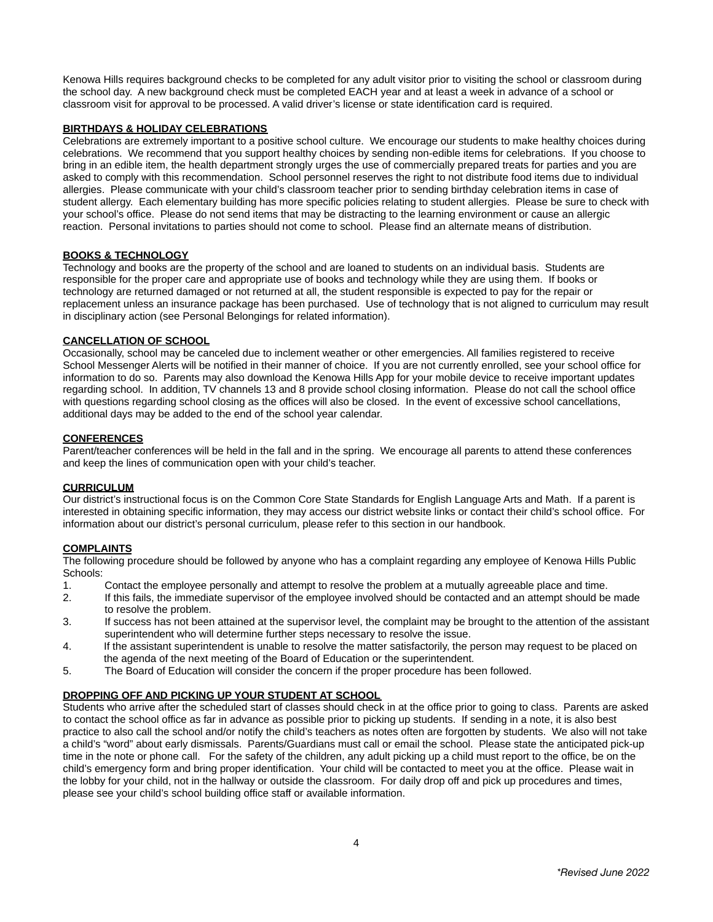Kenowa Hills requires background checks to be completed for any adult visitor prior to visiting the school or classroom during the school day. A new background check must be completed EACH year and at least a week in advance of a school or classroom visit for approval to be processed. A valid driver's license or state identification card is required.

### BIRTHDAYS & HOLIDAY CELEBRATIONS

Celebrations are extremely important to a positive school culture. We encourage our students to make healthy choices during celebrations. We recommend that you support healthy choices by sending non-edible items for celebrations. If you choose to bring in an edible item, the health department strongly urges the use of commercially prepared treats for parties and you are asked to comply with this recommendation. School personnel reserves the right to not distribute food items due to individual allergies. Please communicate with your child's classroom teacher prior to sending birthday celebration items in case of student allergy. Each elementary building has more specific policies relating to student allergies. Please be sure to check with your school's office. Please do not send items that may be distracting to the learning environment or cause an allergic reaction. Personal invitations to parties should not come to school. Please find an alternate means of distribution.

### BOOKS & TECHNOLOGY

Technology and books are the property of the school and are loaned to students on an individual basis. Students are responsible for the proper care and appropriate use of books and technology while they are using them. If books or technology are returned damaged or not returned at all, the student responsible is expected to pay for the repair or replacement unless an insurance package has been purchased. Use of technology that is not aligned to curriculum may result in disciplinary action (see Personal Belongings for related information).

### CANCELLATION OF SCHOOL

Occasionally, school may be canceled due to inclement weather or other emergencies. All families registered to receive School Messenger Alerts will be notified in their manner of choice. If you are not currently enrolled, see your school office for information to do so. Parents may also download the Kenowa Hills App for your mobile device to receive important updates regarding school. In addition, TV channels 13 and 8 provide school closing information. Please do not call the school office with questions regarding school closing as the offices will also be closed. In the event of excessive school cancellations, additional days may be added to the end of the school year calendar.

### CONFERENCES

Parent/teacher conferences will be held in the fall and in the spring. We encourage all parents to attend these conferences and keep the lines of communication open with your child's teacher.

### CURRICULUM

Our district's instructional focus is on the Common Core State Standards for English Language Arts and Math. If a parent is interested in obtaining specific information, they may access our district website links or contact their child's school office. For information about our district's personal curriculum, please refer to this section in our handbook.

### COMPLAINTS

The following procedure should be followed by anyone who has a complaint regarding any employee of Kenowa Hills Public Schools:

1. Contact the employee personally and attempt to resolve the problem at a mutually agreeable place and time.
2. If this fails, the immediate supervisor of the employee involved should be contacted and an attempt should be made to resolve the problem.
3. If success has not been attained at the supervisor level, the complaint may be brought to the attention of the assistant superintendent who will determine further steps necessary to resolve the issue.
4. If the assistant superintendent is unable to resolve the matter satisfactorily, the person may request to be placed on the agenda of the next meeting of the Board of Education or the superintendent.
5. The Board of Education will consider the concern if the proper procedure has been followed.

### DROPPING OFF AND PICKING UP YOUR STUDENT AT SCHOOL

Students who arrive after the scheduled start of classes should check in at the office prior to going to class. Parents are asked to contact the school office as far in advance as possible prior to picking up students. If sending in a note, it is also best practice to also call the school and/or notify the child's teachers as notes often are forgotten by students. We also will not take a child's "word" about early dismissals. Parents/Guardians must call or email the school. Please state the anticipated pick-up time in the note or phone call. For the safety of the children, any adult picking up a child must report to the office, be on the child's emergency form and bring proper identification. Your child will be contacted to meet you at the office. Please wait in the lobby for your child, not in the hallway or outside the classroom. For daily drop off and pick up procedures and times, please see your child's school building office staff or available information.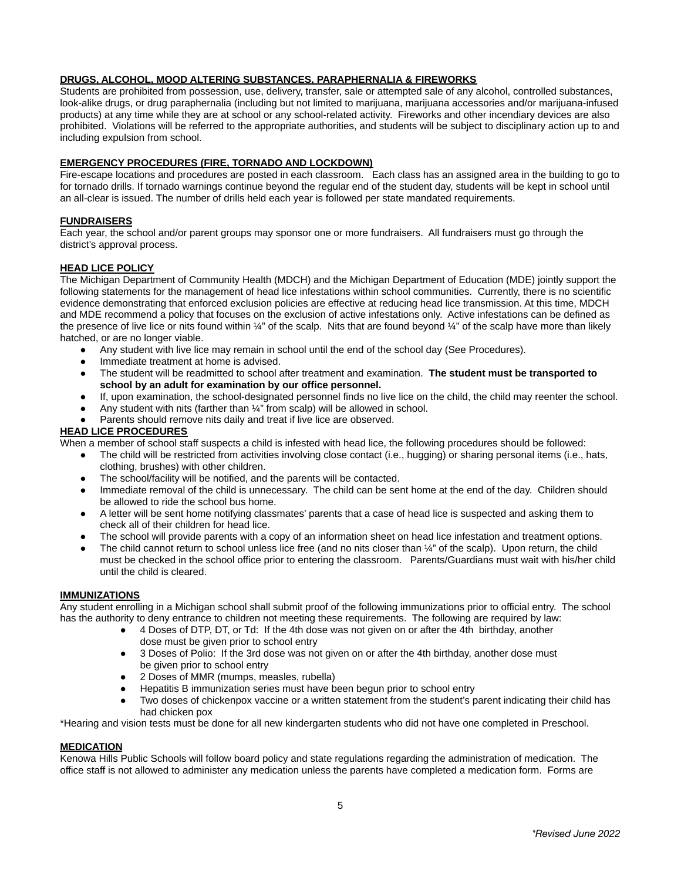**DRUGS, ALCOHOL, MOOD ALTERING SUBSTANCES, PARAPHERNALIA & FIREWORKS**

Students are prohibited from possession, use, delivery, transfer, sale or attempted sale of any alcohol, controlled substances, look-alike drugs, or drug paraphernalia (including but not limited to marijuana, marijuana accessories and/or marijuana-infused products) at any time while they are at school or any school-related activity. Fireworks and other incendiary devices are also prohibited. Violations will be referred to the appropriate authorities, and students will be subject to disciplinary action up to and including expulsion from school.

**EMERGENCY PROCEDURES (FIRE, TORNADO AND LOCKDOWN)**

Fire-escape locations and procedures are posted in each classroom. Each class has an assigned area in the building to go to for tornado drills. If tornado warnings continue beyond the regular end of the student day, students will be kept in school until an all-clear is issued. The number of drills held each year is followed per state mandated requirements.

**FUNDRAISERS**

Each year, the school and/or parent groups may sponsor one or more fundraisers. All fundraisers must go through the district's approval process.

**HEAD LICE POLICY**

The Michigan Department of Community Health (MDCH) and the Michigan Department of Education (MDE) jointly support the following statements for the management of head lice infestations within school communities. Currently, there is no scientific evidence demonstrating that enforced exclusion policies are effective at reducing head lice transmission. At this time, MDCH and MDE recommend a policy that focuses on the exclusion of active infestations only. Active infestations can be defined as the presence of live lice or nits found within ¼" of the scalp. Nits that are found beyond ¼" of the scalp have more than likely hatched, or are no longer viable.

- Any student with live lice may remain in school until the end of the school day (See Procedures).
- Immediate treatment at home is advised.
- The student will be readmitted to school after treatment and examination. **The student must be transported to school by an adult for examination by our office personnel.**
- If, upon examination, the school-designated personnel finds no live lice on the child, the child may reenter the school.
- Any student with nits (farther than ¼" from scalp) will be allowed in school.
- Parents should remove nits daily and treat if live lice are observed.

**HEAD LICE PROCEDURES**

When a member of school staff suspects a child is infested with head lice, the following procedures should be followed:

- The child will be restricted from activities involving close contact (i.e., hugging) or sharing personal items (i.e., hats, clothing, brushes) with other children.
- The school/facility will be notified, and the parents will be contacted.
- Immediate removal of the child is unnecessary. The child can be sent home at the end of the day. Children should be allowed to ride the school bus home.
- A letter will be sent home notifying classmates' parents that a case of head lice is suspected and asking them to check all of their children for head lice.
- The school will provide parents with a copy of an information sheet on head lice infestation and treatment options.
- The child cannot return to school unless lice free (and no nits closer than ¼" of the scalp). Upon return, the child must be checked in the school office prior to entering the classroom. Parents/Guardians must wait with his/her child until the child is cleared.

**IMMUNIZATIONS**

Any student enrolling in a Michigan school shall submit proof of the following immunizations prior to official entry. The school has the authority to deny entrance to children not meeting these requirements. The following are required by law:

- 4 Doses of DTP, DT, or Td: If the 4th dose was not given on or after the 4th birthday, another dose must be given prior to school entry
- 3 Doses of Polio: If the 3rd dose was not given on or after the 4th birthday, another dose must be given prior to school entry
- 2 Doses of MMR (mumps, measles, rubella)
- Hepatitis B immunization series must have been begun prior to school entry
- Two doses of chickenpox vaccine or a written statement from the student's parent indicating their child has had chicken pox

*Hearing and vision tests must be done for all new kindergarten students who did not have one completed in Preschool.

**MEDICATION**

Kenowa Hills Public Schools will follow board policy and state regulations regarding the administration of medication. The office staff is not allowed to administer any medication unless the parents have completed a medication form. Forms are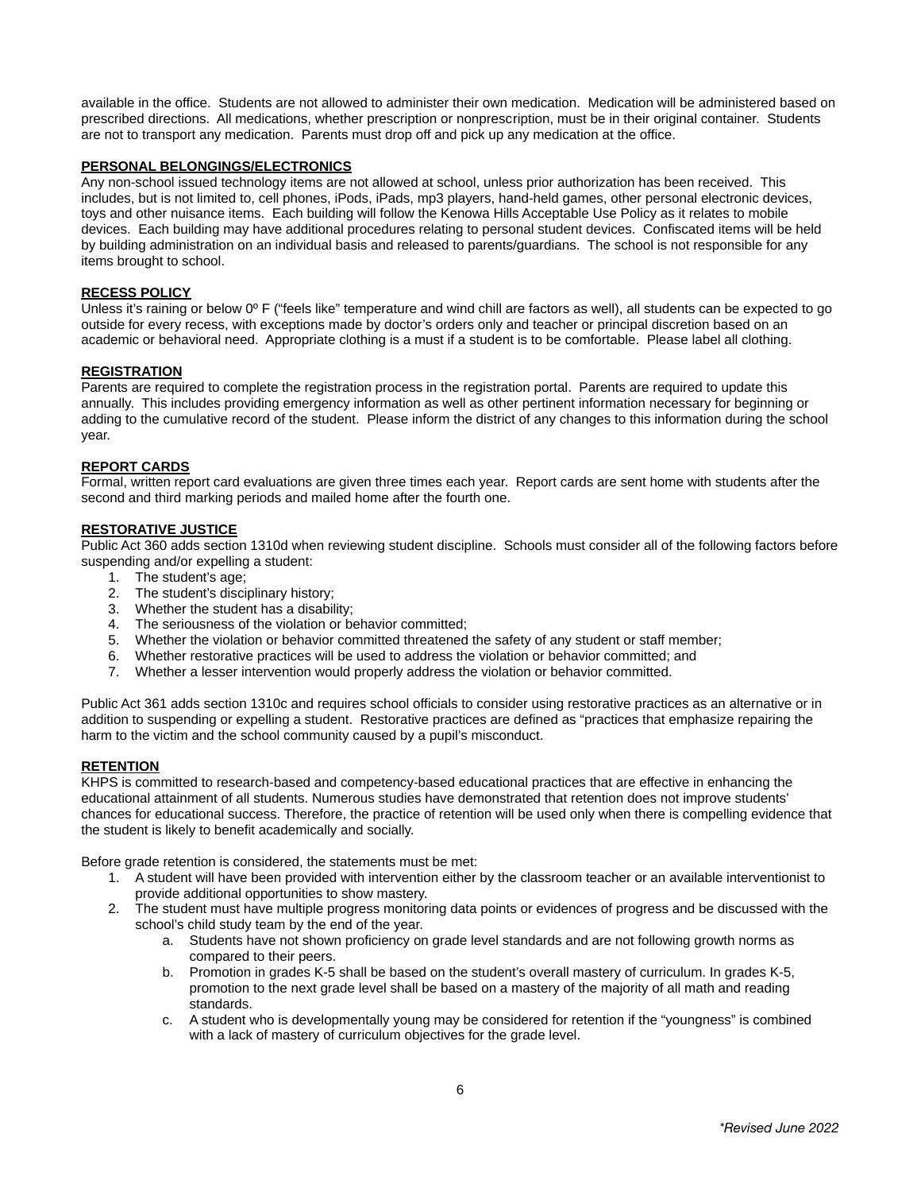available in the office. Students are not allowed to administer their own medication. Medication will be administered based on prescribed directions. All medications, whether prescription or nonprescription, must be in their original container. Students are not to transport any medication. Parents must drop off and pick up any medication at the office.

**PERSONAL BELONGINGS/ELECTRONICS**

Any non-school issued technology items are not allowed at school, unless prior authorization has been received. This includes, but is not limited to, cell phones, iPods, iPads, mp3 players, hand-held games, other personal electronic devices, toys and other nuisance items. Each building will follow the Kenowa Hills Acceptable Use Policy as it relates to mobile devices. Each building may have additional procedures relating to personal student devices. Confiscated items will be held by building administration on an individual basis and released to parents/guardians. The school is not responsible for any items brought to school.

**RECESS POLICY**

Unless it's raining or below 0º F ("feels like" temperature and wind chill are factors as well), all students can be expected to go outside for every recess, with exceptions made by doctor's orders only and teacher or principal discretion based on an academic or behavioral need. Appropriate clothing is a must if a student is to be comfortable. Please label all clothing.

**REGISTRATION**

Parents are required to complete the registration process in the registration portal. Parents are required to update this annually. This includes providing emergency information as well as other pertinent information necessary for beginning or adding to the cumulative record of the student. Please inform the district of any changes to this information during the school year.

**REPORT CARDS**

Formal, written report card evaluations are given three times each year. Report cards are sent home with students after the second and third marking periods and mailed home after the fourth one.

**RESTORATIVE JUSTICE**

Public Act 360 adds section 1310d when reviewing student discipline. Schools must consider all of the following factors before suspending and/or expelling a student:

1. The student's age;
2. The student's disciplinary history;
3. Whether the student has a disability;
4. The seriousness of the violation or behavior committed;
5. Whether the violation or behavior committed threatened the safety of any student or staff member;
6. Whether restorative practices will be used to address the violation or behavior committed; and
7. Whether a lesser intervention would properly address the violation or behavior committed.

Public Act 361 adds section 1310c and requires school officials to consider using restorative practices as an alternative or in addition to suspending or expelling a student. Restorative practices are defined as "practices that emphasize repairing the harm to the victim and the school community caused by a pupil's misconduct.

**RETENTION**

KHPS is committed to research-based and competency-based educational practices that are effective in enhancing the educational attainment of all students. Numerous studies have demonstrated that retention does not improve students' chances for educational success. Therefore, the practice of retention will be used only when there is compelling evidence that the student is likely to benefit academically and socially.

Before grade retention is considered, the statements must be met:

1. A student will have been provided with intervention either by the classroom teacher or an available interventionist to provide additional opportunities to show mastery.
2. The student must have multiple progress monitoring data points or evidences of progress and be discussed with the school's child study team by the end of the year.
   a. Students have not shown proficiency on grade level standards and are not following growth norms as compared to their peers.
   b. Promotion in grades K-5 shall be based on the student's overall mastery of curriculum. In grades K-5, promotion to the next grade level shall be based on a mastery of the majority of all math and reading standards.
   c. A student who is developmentally young may be considered for retention if the "youngness" is combined with a lack of mastery of curriculum objectives for the grade level.

*\*Revised June 2022*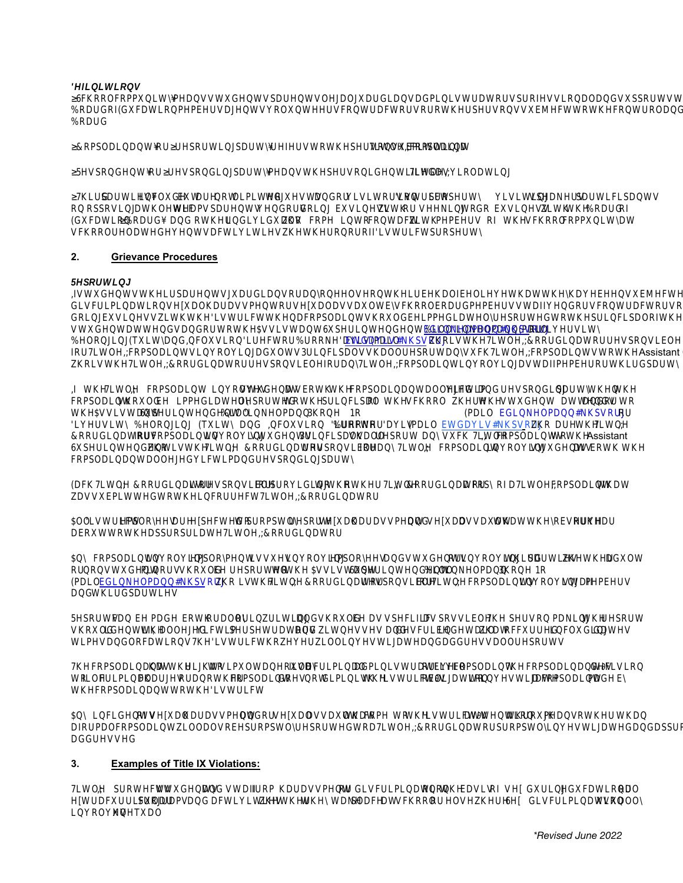***Definitions***

“School community” means students, parents, legal guardians, administrators, professional and support st[aff], Board of Education members, agents, volunteers, contractors or other persons subject to the control and [...] Board.

“Complainant” or “reporting party” refers to the person who files a Title IX complaint.

“Respondent” or “responding party” means the person identified as violating Title IX.

“Third parties” include, but are not limited to, guests and/or visitors on school property, visiting speakers, participants on opposing athletic teams, parents, vendors doing business with, or seeking to do business with, the Board of Education (Board), and other individuals who come into contact with members of the school community at school-related events/activities (whether on or off school property).

## 2. Grievance Procedures

***Reporting***

If students, their parents/guardians, or anyone else on their behalf believe that they have been subjected to [...] discrimination, sexual harassment, sexual assault by school board members, staff, guests, contractors, or [...] doing business with this school, they should immediately report the incident to the principal of the [...] student attends and/or to the Assistant Superintendent Brandi Kelman (bdikelman@khps.org) or the Diversity, Belonging, Equity and Inclusion Director Brooke Davis (bdavis@khps.org) who is the Title IX Coordinator responsible [...] for Title IX complaints involving adults. Principals shall report any such Title IX complaints to the Assistant [...] who is the Title IX Coordinator responsible for any Title IX complaint involving a staff member or third party.

If the Title IX complaint involves students as both the complainant/alleged victim and responding party, then the complaint should be immediately reported to the principal of the school where the student attends and/or to the Assistant Superintendent Brandi Kelman, Phone No. ________, Email bdikelman@khps.org or Diversity, Belonging, Equity and Inclusion Director Brooke Davis (Email bdavis@khps.org) who are the Title IX Coordinators for complaints involving students. Principals shall report any such Title IX complaints to the Assistant Superintendent who is the Title IX Coordinator responsible for any Title IX complaint involving students as both the complainant/alleged victim and responding party.

Each Title IX Coordinator is responsible for providing the other Title IX Coordinator a copy of a Title IX complaint that was submitted to the incorrect Title IX Coordinator.

All District employees are expected to promptly report sexual harassment and sexual assault that they observe or hear about to the appropriate Title IX Coordinator.

Any complaint involving employment issues, involving employees and students or involving third parties (whether adult or non-student minors) should be reported to the Assistant Superintendent Brandi Kelman, Phone No. ________, Email bdikelman@khps.org, who is the Title IX Coordinator responsible for Title IX complaints involving staff members and third parties.

Reports can be made both orally or in writing, and should be as specific as possible. The person making the report should identify the alleged victim, perpetrator, and any witnesses and describe the incident that occurred including dates, times, and locations. The District will thoroughly investigate and address all reports.

The complainant has the right to simultaneously file a criminal and disciplinary complaint. The complainant's decision to file a criminal charge against the respondent does not limit the District's obligation to investigate a complaint made by the complainant to the District.

Any incident of sexual harassment and/or sexual assault that come to the District's attention through means other than direct complaint will also be promptly reported to a Title IX Coordinator, promptly investigated and appropriately addressed.

## 3. Examples of Title IX Violations:

Title IX protects students and staff from harassment or discrimination on the basis of sex during educational and extracurricular programs and activities whether they take place at school or elsewhere. Sex discrimination can also involve unequal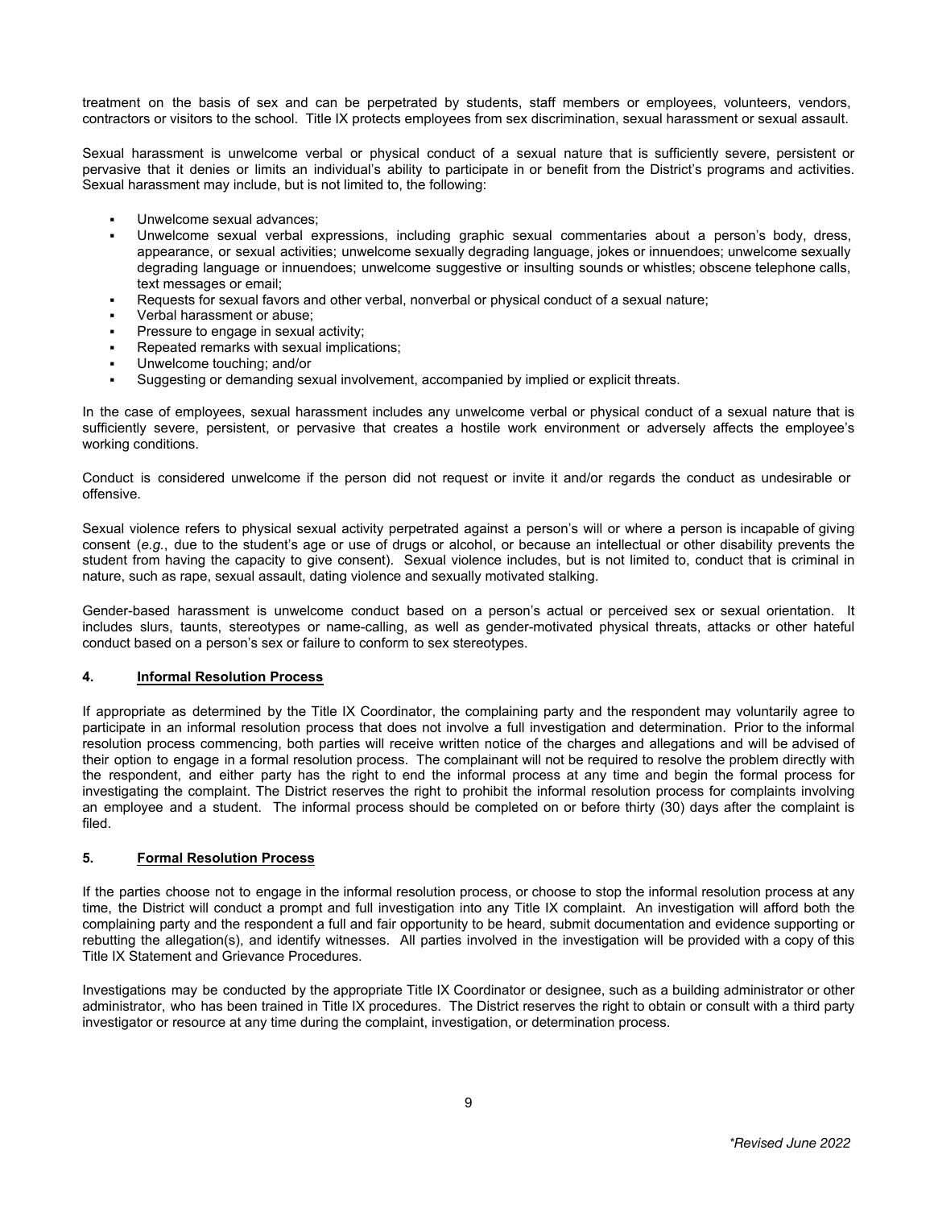treatment on the basis of sex and can be perpetrated by students, staff members or employees, volunteers, vendors, contractors or visitors to the school. Title IX protects employees from sex discrimination, sexual harassment or sexual assault.

Sexual harassment is unwelcome verbal or physical conduct of a sexual nature that is sufficiently severe, persistent or pervasive that it denies or limits an individual's ability to participate in or benefit from the District's programs and activities. Sexual harassment may include, but is not limited to, the following:

- Unwelcome sexual advances;
- Unwelcome sexual verbal expressions, including graphic sexual commentaries about a person's body, dress, appearance, or sexual activities; unwelcome sexually degrading language, jokes or innuendoes; unwelcome sexually degrading language or innuendoes; unwelcome suggestive or insulting sounds or whistles; obscene telephone calls, text messages or email;
- Requests for sexual favors and other verbal, nonverbal or physical conduct of a sexual nature;
- Verbal harassment or abuse;
- Pressure to engage in sexual activity;
- Repeated remarks with sexual implications;
- Unwelcome touching; and/or
- Suggesting or demanding sexual involvement, accompanied by implied or explicit threats.

In the case of employees, sexual harassment includes any unwelcome verbal or physical conduct of a sexual nature that is sufficiently severe, persistent, or pervasive that creates a hostile work environment or adversely affects the employee's working conditions.

Conduct is considered unwelcome if the person did not request or invite it and/or regards the conduct as undesirable or offensive.

Sexual violence refers to physical sexual activity perpetrated against a person's will or where a person is incapable of giving consent (*e.g.*, due to the student's age or use of drugs or alcohol, or because an intellectual or other disability prevents the student from having the capacity to give consent). Sexual violence includes, but is not limited to, conduct that is criminal in nature, such as rape, sexual assault, dating violence and sexually motivated stalking.

Gender-based harassment is unwelcome conduct based on a person's actual or perceived sex or sexual orientation. It includes slurs, taunts, stereotypes or name-calling, as well as gender-motivated physical threats, attacks or other hateful conduct based on a person's sex or failure to conform to sex stereotypes.

**4. <u>Informal Resolution Process</u>**

If appropriate as determined by the Title IX Coordinator, the complaining party and the respondent may voluntarily agree to participate in an informal resolution process that does not involve a full investigation and determination. Prior to the informal resolution process commencing, both parties will receive written notice of the charges and allegations and will be advised of their option to engage in a formal resolution process. The complainant will not be required to resolve the problem directly with the respondent, and either party has the right to end the informal process at any time and begin the formal process for investigating the complaint. The District reserves the right to prohibit the informal resolution process for complaints involving an employee and a student. The informal process should be completed on or before thirty (30) days after the complaint is filed.

**5. <u>Formal Resolution Process</u>**

If the parties choose not to engage in the informal resolution process, or choose to stop the informal resolution process at any time, the District will conduct a prompt and full investigation into any Title IX complaint. An investigation will afford both the complaining party and the respondent a full and fair opportunity to be heard, submit documentation and evidence supporting or rebutting the allegation(s), and identify witnesses. All parties involved in the investigation will be provided with a copy of this Title IX Statement and Grievance Procedures.

Investigations may be conducted by the appropriate Title IX Coordinator or designee, such as a building administrator or other administrator, who has been trained in Title IX procedures. The District reserves the right to obtain or consult with a third party investigator or resource at any time during the complaint, investigation, or determination process.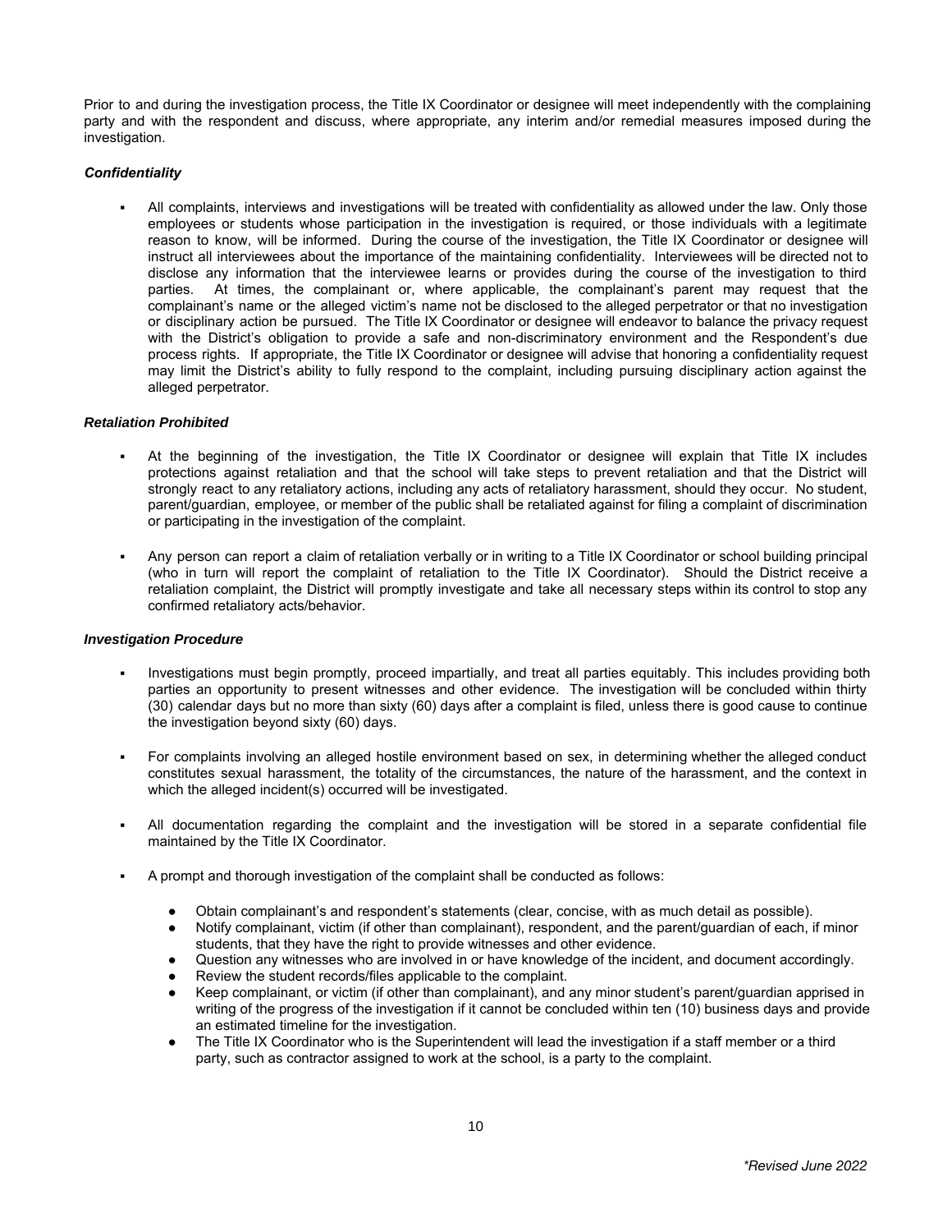Prior to and during the investigation process, the Title IX Coordinator or designee will meet independently with the complaining party and with the respondent and discuss, where appropriate, any interim and/or remedial measures imposed during the investigation.

***Confidentiality***

- All complaints, interviews and investigations will be treated with confidentiality as allowed under the law. Only those employees or students whose participation in the investigation is required, or those individuals with a legitimate reason to know, will be informed. During the course of the investigation, the Title IX Coordinator or designee will instruct all interviewees about the importance of the maintaining confidentiality. Interviewees will be directed not to disclose any information that the interviewee learns or provides during the course of the investigation to third parties. At times, the complainant or, where applicable, the complainant's parent may request that the complainant's name or the alleged victim's name not be disclosed to the alleged perpetrator or that no investigation or disciplinary action be pursued. The Title IX Coordinator or designee will endeavor to balance the privacy request with the District's obligation to provide a safe and non-discriminatory environment and the Respondent's due process rights. If appropriate, the Title IX Coordinator or designee will advise that honoring a confidentiality request may limit the District's ability to fully respond to the complaint, including pursuing disciplinary action against the alleged perpetrator.

***Retaliation Prohibited***

- At the beginning of the investigation, the Title IX Coordinator or designee will explain that Title IX includes protections against retaliation and that the school will take steps to prevent retaliation and that the District will strongly react to any retaliatory actions, including any acts of retaliatory harassment, should they occur. No student, parent/guardian, employee, or member of the public shall be retaliated against for filing a complaint of discrimination or participating in the investigation of the complaint.

- Any person can report a claim of retaliation verbally or in writing to a Title IX Coordinator or school building principal (who in turn will report the complaint of retaliation to the Title IX Coordinator). Should the District receive a retaliation complaint, the District will promptly investigate and take all necessary steps within its control to stop any confirmed retaliatory acts/behavior.

***Investigation Procedure***

- Investigations must begin promptly, proceed impartially, and treat all parties equitably. This includes providing both parties an opportunity to present witnesses and other evidence. The investigation will be concluded within thirty (30) calendar days but no more than sixty (60) days after a complaint is filed, unless there is good cause to continue the investigation beyond sixty (60) days.

- For complaints involving an alleged hostile environment based on sex, in determining whether the alleged conduct constitutes sexual harassment, the totality of the circumstances, the nature of the harassment, and the context in which the alleged incident(s) occurred will be investigated.

- All documentation regarding the complaint and the investigation will be stored in a separate confidential file maintained by the Title IX Coordinator.

- A prompt and thorough investigation of the complaint shall be conducted as follows:

    - Obtain complainant's and respondent's statements (clear, concise, with as much detail as possible).
    - Notify complainant, victim (if other than complainant), respondent, and the parent/guardian of each, if minor students, that they have the right to provide witnesses and other evidence.
    - Question any witnesses who are involved in or have knowledge of the incident, and document accordingly.
    - Review the student records/files applicable to the complaint.
    - Keep complainant, or victim (if other than complainant), and any minor student's parent/guardian apprised in writing of the progress of the investigation if it cannot be concluded within ten (10) business days and provide an estimated timeline for the investigation.
    - The Title IX Coordinator who is the Superintendent will lead the investigation if a staff member or a third party, such as contractor assigned to work at the school, is a party to the complaint.

*\*Revised June 2022*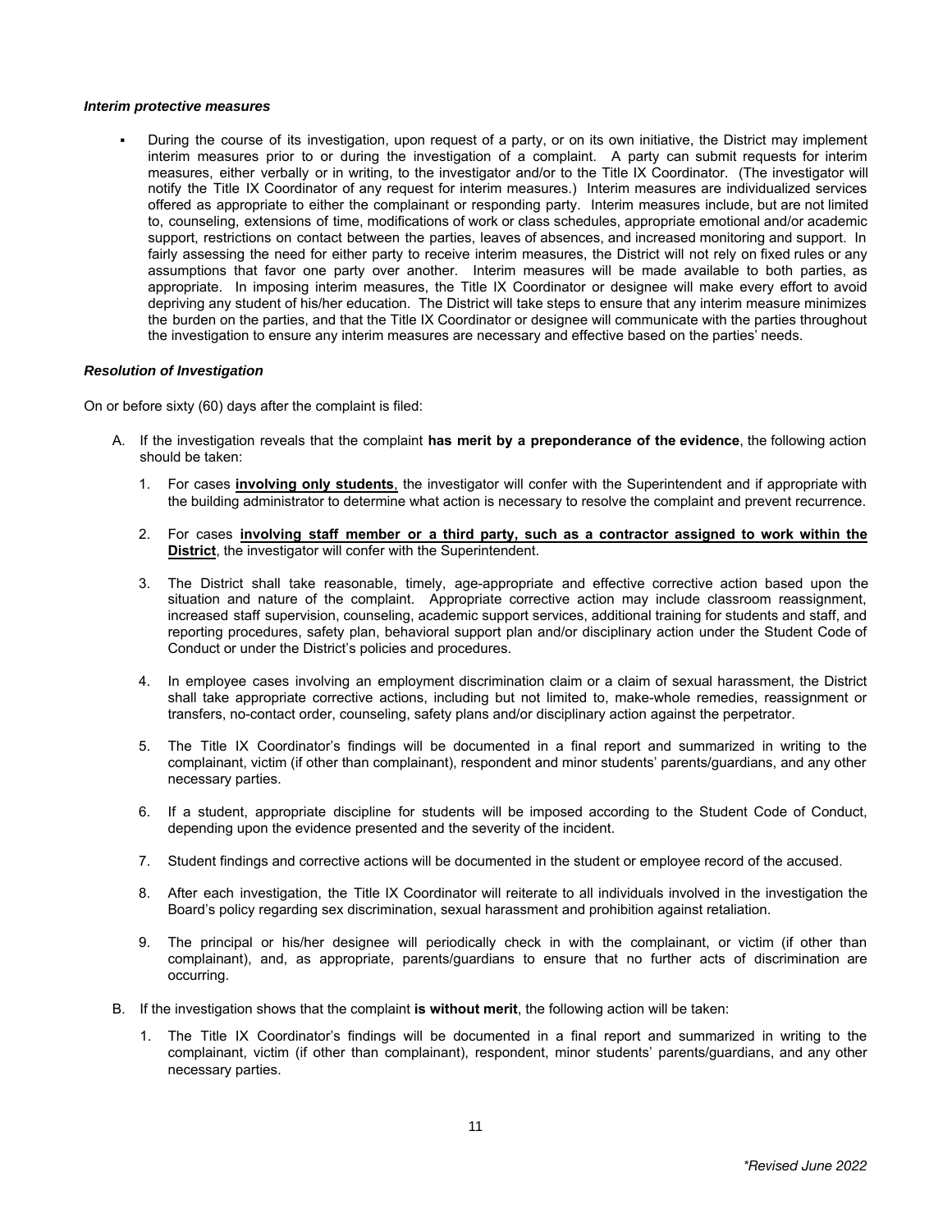### *Interim protective measures*

- During the course of its investigation, upon request of a party, or on its own initiative, the District may implement interim measures prior to or during the investigation of a complaint. A party can submit requests for interim measures, either verbally or in writing, to the investigator and/or to the Title IX Coordinator. (The investigator will notify the Title IX Coordinator of any request for interim measures.) Interim measures are individualized services offered as appropriate to either the complainant or responding party. Interim measures include, but are not limited to, counseling, extensions of time, modifications of work or class schedules, appropriate emotional and/or academic support, restrictions on contact between the parties, leaves of absences, and increased monitoring and support. In fairly assessing the need for either party to receive interim measures, the District will not rely on fixed rules or any assumptions that favor one party over another. Interim measures will be made available to both parties, as appropriate. In imposing interim measures, the Title IX Coordinator or designee will make every effort to avoid depriving any student of his/her education. The District will take steps to ensure that any interim measure minimizes the burden on the parties, and that the Title IX Coordinator or designee will communicate with the parties throughout the investigation to ensure any interim measures are necessary and effective based on the parties' needs.

### *Resolution of Investigation*

On or before sixty (60) days after the complaint is filed:

A. If the investigation reveals that the complaint **has merit by a preponderance of the evidence**, the following action should be taken:

   1. For cases **involving only students**, the investigator will confer with the Superintendent and if appropriate with the building administrator to determine what action is necessary to resolve the complaint and prevent recurrence.

   2. For cases **involving staff member or a third party, such as a contractor assigned to work within the District**, the investigator will confer with the Superintendent.

   3. The District shall take reasonable, timely, age-appropriate and effective corrective action based upon the situation and nature of the complaint. Appropriate corrective action may include classroom reassignment, increased staff supervision, counseling, academic support services, additional training for students and staff, and reporting procedures, safety plan, behavioral support plan and/or disciplinary action under the Student Code of Conduct or under the District's policies and procedures.

   4. In employee cases involving an employment discrimination claim or a claim of sexual harassment, the District shall take appropriate corrective actions, including but not limited to, make-whole remedies, reassignment or transfers, no-contact order, counseling, safety plans and/or disciplinary action against the perpetrator.

   5. The Title IX Coordinator's findings will be documented in a final report and summarized in writing to the complainant, victim (if other than complainant), respondent and minor students' parents/guardians, and any other necessary parties.

   6. If a student, appropriate discipline for students will be imposed according to the Student Code of Conduct, depending upon the evidence presented and the severity of the incident.

   7. Student findings and corrective actions will be documented in the student or employee record of the accused.

   8. After each investigation, the Title IX Coordinator will reiterate to all individuals involved in the investigation the Board's policy regarding sex discrimination, sexual harassment and prohibition against retaliation.

   9. The principal or his/her designee will periodically check in with the complainant, or victim (if other than complainant), and, as appropriate, parents/guardians to ensure that no further acts of discrimination are occurring.

B. If the investigation shows that the complaint **is without merit**, the following action will be taken:

   1. The Title IX Coordinator's findings will be documented in a final report and summarized in writing to the complainant, victim (if other than complainant), respondent, minor students' parents/guardians, and any other necessary parties.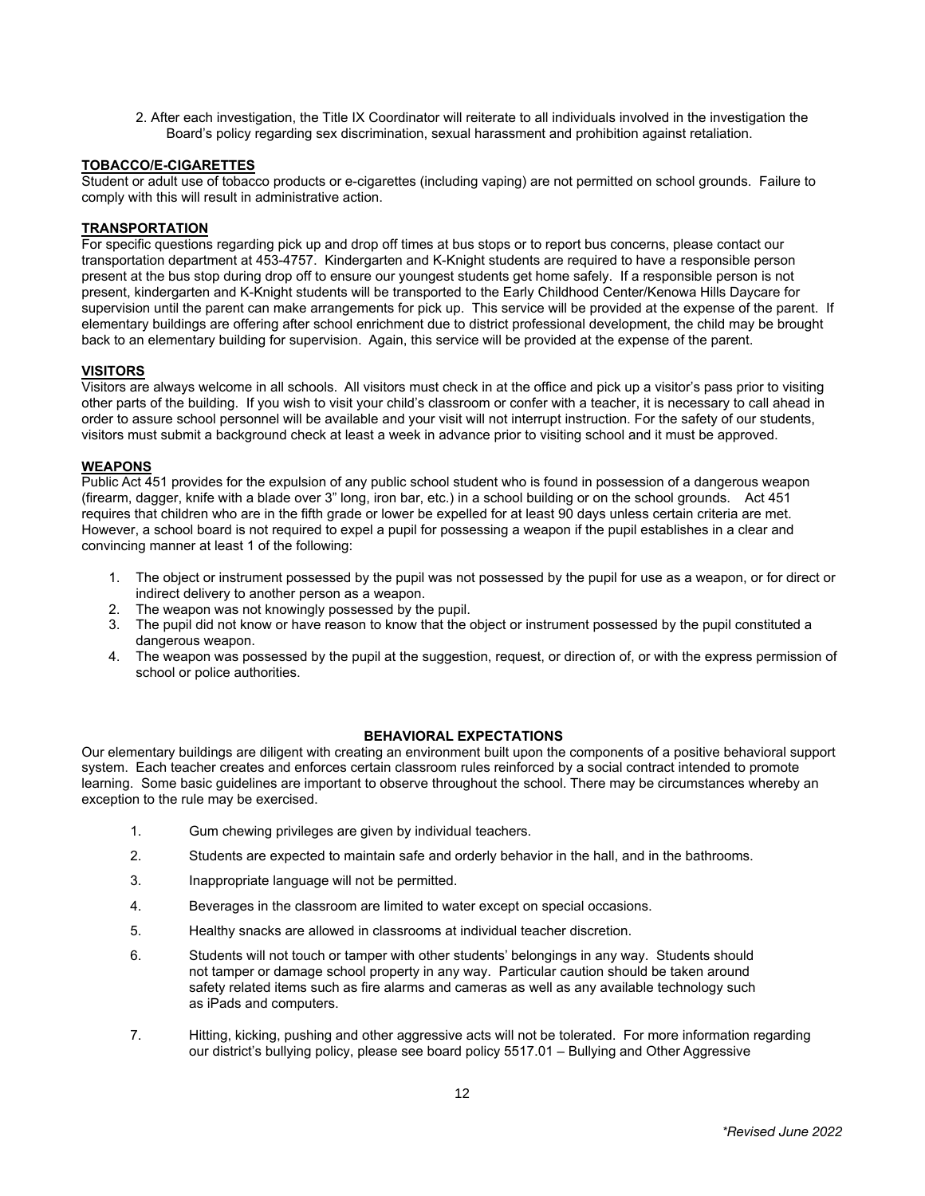2. After each investigation, the Title IX Coordinator will reiterate to all individuals involved in the investigation the Board's policy regarding sex discrimination, sexual harassment and prohibition against retaliation.

**TOBACCO/E-CIGARETTES**

Student or adult use of tobacco products or e-cigarettes (including vaping) are not permitted on school grounds. Failure to comply with this will result in administrative action.

**TRANSPORTATION**

For specific questions regarding pick up and drop off times at bus stops or to report bus concerns, please contact our transportation department at 453-4757. Kindergarten and K-Knight students are required to have a responsible person present at the bus stop during drop off to ensure our youngest students get home safely. If a responsible person is not present, kindergarten and K-Knight students will be transported to the Early Childhood Center/Kenowa Hills Daycare for supervision until the parent can make arrangements for pick up. This service will be provided at the expense of the parent. If elementary buildings are offering after school enrichment due to district professional development, the child may be brought back to an elementary building for supervision. Again, this service will be provided at the expense of the parent.

**VISITORS**

Visitors are always welcome in all schools. All visitors must check in at the office and pick up a visitor's pass prior to visiting other parts of the building. If you wish to visit your child's classroom or confer with a teacher, it is necessary to call ahead in order to assure school personnel will be available and your visit will not interrupt instruction. For the safety of our students, visitors must submit a background check at least a week in advance prior to visiting school and it must be approved.

**WEAPONS**

Public Act 451 provides for the expulsion of any public school student who is found in possession of a dangerous weapon (firearm, dagger, knife with a blade over 3" long, iron bar, etc.) in a school building or on the school grounds. Act 451 requires that children who are in the fifth grade or lower be expelled for at least 90 days unless certain criteria are met. However, a school board is not required to expel a pupil for possessing a weapon if the pupil establishes in a clear and convincing manner at least 1 of the following:

1. The object or instrument possessed by the pupil was not possessed by the pupil for use as a weapon, or for direct or indirect delivery to another person as a weapon.
2. The weapon was not knowingly possessed by the pupil.
3. The pupil did not know or have reason to know that the object or instrument possessed by the pupil constituted a dangerous weapon.
4. The weapon was possessed by the pupil at the suggestion, request, or direction of, or with the express permission of school or police authorities.

**BEHAVIORAL EXPECTATIONS**

Our elementary buildings are diligent with creating an environment built upon the components of a positive behavioral support system. Each teacher creates and enforces certain classroom rules reinforced by a social contract intended to promote learning. Some basic guidelines are important to observe throughout the school. There may be circumstances whereby an exception to the rule may be exercised.

1. Gum chewing privileges are given by individual teachers.
2. Students are expected to maintain safe and orderly behavior in the hall, and in the bathrooms.
3. Inappropriate language will not be permitted.
4. Beverages in the classroom are limited to water except on special occasions.
5. Healthy snacks are allowed in classrooms at individual teacher discretion.
6. Students will not touch or tamper with other students' belongings in any way. Students should not tamper or damage school property in any way. Particular caution should be taken around safety related items such as fire alarms and cameras as well as any available technology such as iPads and computers.
7. Hitting, kicking, pushing and other aggressive acts will not be tolerated. For more information regarding our district's bullying policy, please see board policy 5517.01 – Bullying and Other Aggressive

*\*Revised June 2022*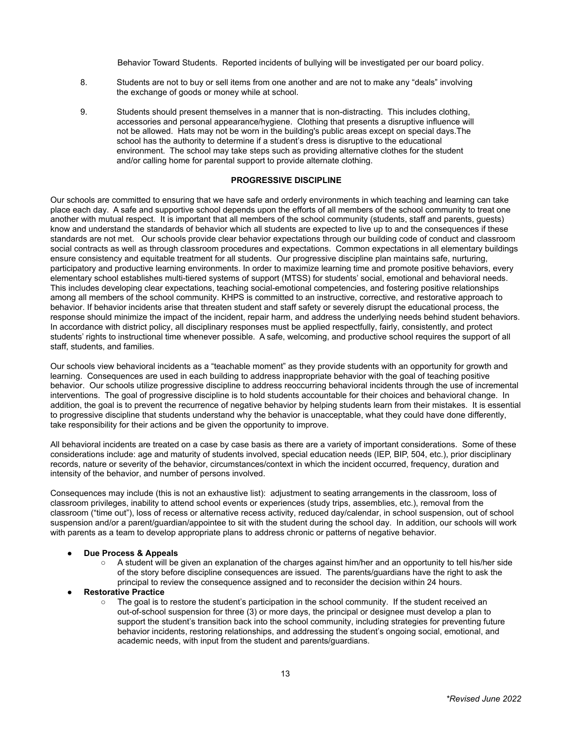Behavior Toward Students. Reported incidents of bullying will be investigated per our board policy.

8. Students are not to buy or sell items from one another and are not to make any "deals" involving the exchange of goods or money while at school.

9. Students should present themselves in a manner that is non-distracting. This includes clothing, accessories and personal appearance/hygiene. Clothing that presents a disruptive influence will not be allowed. Hats may not be worn in the building's public areas except on special days.The school has the authority to determine if a student's dress is disruptive to the educational environment. The school may take steps such as providing alternative clothes for the student and/or calling home for parental support to provide alternate clothing.

**PROGRESSIVE DISCIPLINE**

Our schools are committed to ensuring that we have safe and orderly environments in which teaching and learning can take place each day. A safe and supportive school depends upon the efforts of all members of the school community to treat one another with mutual respect. It is important that all members of the school community (students, staff and parents, guests) know and understand the standards of behavior which all students are expected to live up to and the consequences if these standards are not met. Our schools provide clear behavior expectations through our building code of conduct and classroom social contracts as well as through classroom procedures and expectations. Common expectations in all elementary buildings ensure consistency and equitable treatment for all students. Our progressive discipline plan maintains safe, nurturing, participatory and productive learning environments. In order to maximize learning time and promote positive behaviors, every elementary school establishes multi-tiered systems of support (MTSS) for students' social, emotional and behavioral needs. This includes developing clear expectations, teaching social-emotional competencies, and fostering positive relationships among all members of the school community. KHPS is committed to an instructive, corrective, and restorative approach to behavior. If behavior incidents arise that threaten student and staff safety or severely disrupt the educational process, the response should minimize the impact of the incident, repair harm, and address the underlying needs behind student behaviors. In accordance with district policy, all disciplinary responses must be applied respectfully, fairly, consistently, and protect students' rights to instructional time whenever possible. A safe, welcoming, and productive school requires the support of all staff, students, and families.

Our schools view behavioral incidents as a "teachable moment" as they provide students with an opportunity for growth and learning. Consequences are used in each building to address inappropriate behavior with the goal of teaching positive behavior. Our schools utilize progressive discipline to address reoccurring behavioral incidents through the use of incremental interventions. The goal of progressive discipline is to hold students accountable for their choices and behavioral change. In addition, the goal is to prevent the recurrence of negative behavior by helping students learn from their mistakes. It is essential to progressive discipline that students understand why the behavior is unacceptable, what they could have done differently, take responsibility for their actions and be given the opportunity to improve.

All behavioral incidents are treated on a case by case basis as there are a variety of important considerations. Some of these considerations include: age and maturity of students involved, special education needs (IEP, BIP, 504, etc.), prior disciplinary records, nature or severity of the behavior, circumstances/context in which the incident occurred, frequency, duration and intensity of the behavior, and number of persons involved.

Consequences may include (this is not an exhaustive list): adjustment to seating arrangements in the classroom, loss of classroom privileges, inability to attend school events or experiences (study trips, assemblies, etc.), removal from the classroom ("time out"), loss of recess or alternative recess activity, reduced day/calendar, in school suspension, out of school suspension and/or a parent/guardian/appointee to sit with the student during the school day. In addition, our schools will work with parents as a team to develop appropriate plans to address chronic or patterns of negative behavior.

- **Due Process & Appeals**
  - A student will be given an explanation of the charges against him/her and an opportunity to tell his/her side of the story before discipline consequences are issued. The parents/guardians have the right to ask the principal to review the consequence assigned and to reconsider the decision within 24 hours.
- **Restorative Practice**
  - The goal is to restore the student's participation in the school community. If the student received an out-of-school suspension for three (3) or more days, the principal or designee must develop a plan to support the student's transition back into the school community, including strategies for preventing future behavior incidents, restoring relationships, and addressing the student's ongoing social, emotional, and academic needs, with input from the student and parents/guardians.

*\*Revised June 2022*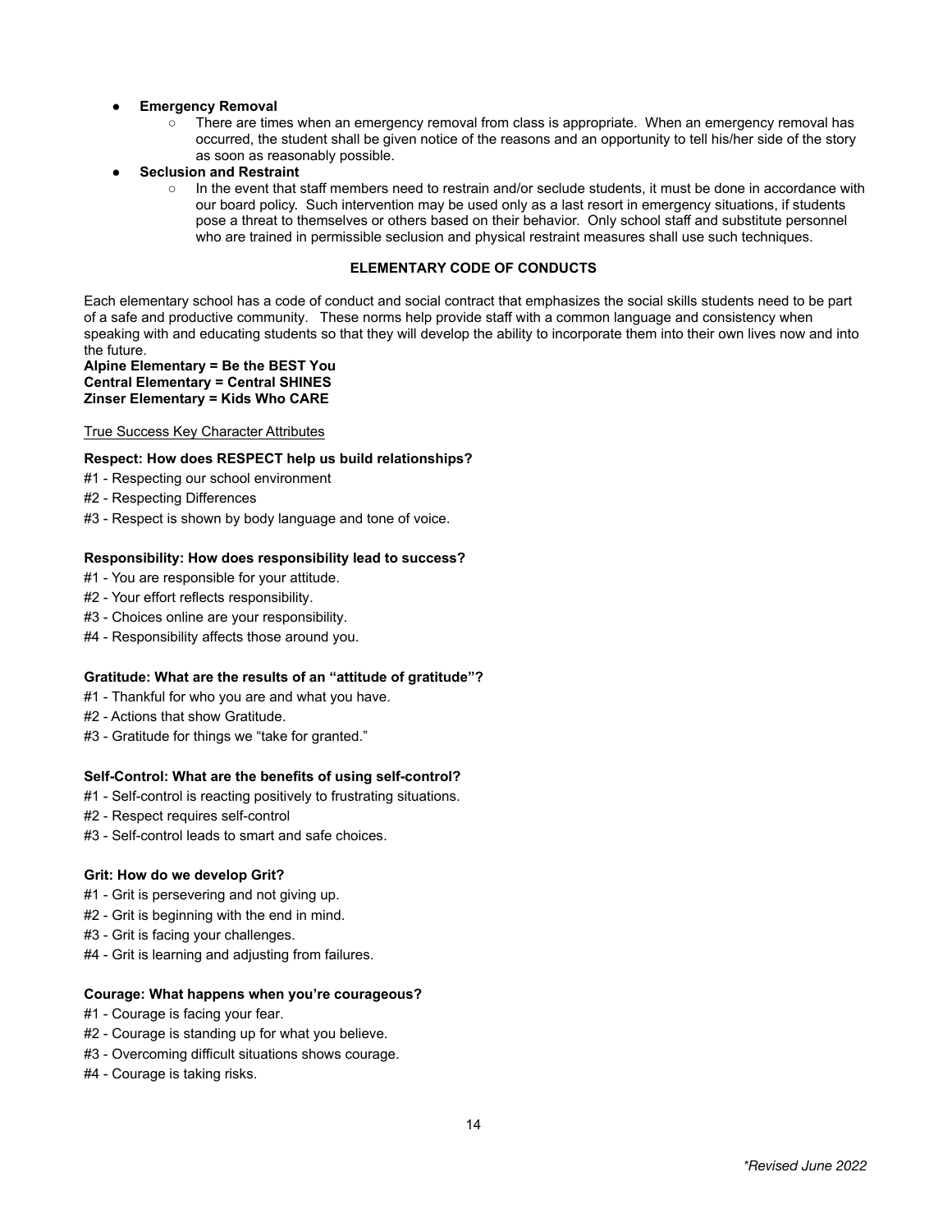- **Emergency Removal**
  - There are times when an emergency removal from class is appropriate. When an emergency removal has occurred, the student shall be given notice of the reasons and an opportunity to tell his/her side of the story as soon as reasonably possible.
- **Seclusion and Restraint**
  - In the event that staff members need to restrain and/or seclude students, it must be done in accordance with our board policy. Such intervention may be used only as a last resort in emergency situations, if students pose a threat to themselves or others based on their behavior. Only school staff and substitute personnel who are trained in permissible seclusion and physical restraint measures shall use such techniques.

## ELEMENTARY CODE OF CONDUCTS

Each elementary school has a code of conduct and social contract that emphasizes the social skills students need to be part of a safe and productive community. These norms help provide staff with a common language and consistency when speaking with and educating students so that they will develop the ability to incorporate them into their own lives now and into the future.

**Alpine Elementary = Be the BEST You**
**Central Elementary = Central SHINES**
**Zinser Elementary = Kids Who CARE**

True Success Key Character Attributes

**Respect: How does RESPECT help us build relationships?**

#1 - Respecting our school environment
#2 - Respecting Differences
#3 - Respect is shown by body language and tone of voice.

**Responsibility: How does responsibility lead to success?**

#1 - You are responsible for your attitude.
#2 - Your effort reflects responsibility.
#3 - Choices online are your responsibility.
#4 - Responsibility affects those around you.

**Gratitude: What are the results of an "attitude of gratitude"?**

#1 - Thankful for who you are and what you have.
#2 - Actions that show Gratitude.
#3 - Gratitude for things we "take for granted."

**Self-Control: What are the benefits of using self-control?**

#1 - Self-control is reacting positively to frustrating situations.
#2 - Respect requires self-control
#3 - Self-control leads to smart and safe choices.

**Grit: How do we develop Grit?**

#1 - Grit is persevering and not giving up.
#2 - Grit is beginning with the end in mind.
#3 - Grit is facing your challenges.
#4 - Grit is learning and adjusting from failures.

**Courage: What happens when you're courageous?**

#1 - Courage is facing your fear.
#2 - Courage is standing up for what you believe.
#3 - Overcoming difficult situations shows courage.
#4 - Courage is taking risks.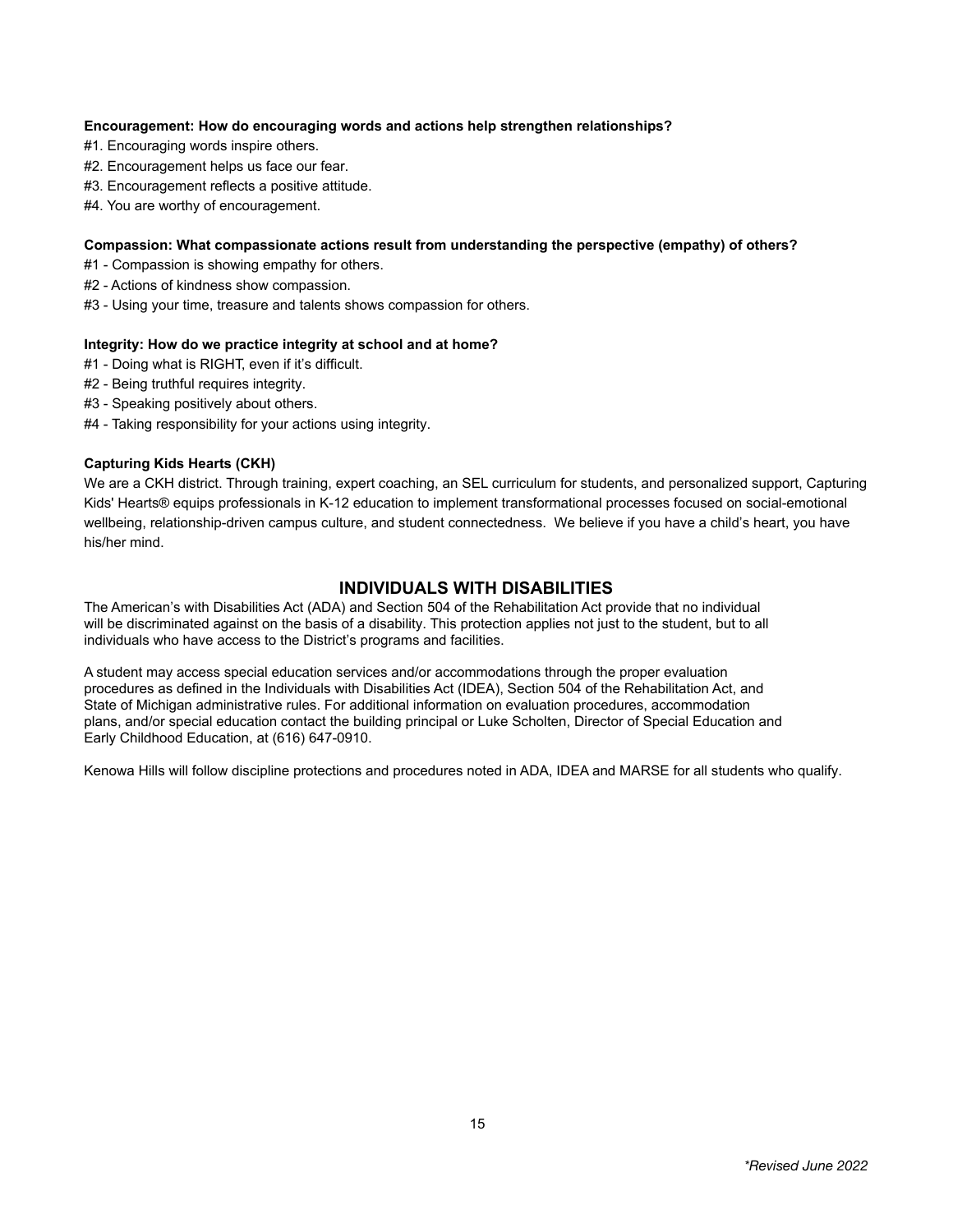**Encouragement: How do encouraging words and actions help strengthen relationships?**

#1. Encouraging words inspire others.
#2. Encouragement helps us face our fear.
#3. Encouragement reflects a positive attitude.
#4. You are worthy of encouragement.

**Compassion: What compassionate actions result from understanding the perspective (empathy) of others?**

#1 - Compassion is showing empathy for others.
#2 - Actions of kindness show compassion.
#3 - Using your time, treasure and talents shows compassion for others.

**Integrity: How do we practice integrity at school and at home?**

#1 - Doing what is RIGHT, even if it's difficult.
#2 - Being truthful requires integrity.
#3 - Speaking positively about others.
#4 - Taking responsibility for your actions using integrity.

**Capturing Kids Hearts (CKH)**

We are a CKH district. Through training, expert coaching, an SEL curriculum for students, and personalized support, Capturing Kids' Hearts® equips professionals in K-12 education to implement transformational processes focused on social-emotional wellbeing, relationship-driven campus culture, and student connectedness. We believe if you have a child's heart, you have his/her mind.

## INDIVIDUALS WITH DISABILITIES

The American's with Disabilities Act (ADA) and Section 504 of the Rehabilitation Act provide that no individual will be discriminated against on the basis of a disability. This protection applies not just to the student, but to all individuals who have access to the District's programs and facilities.

A student may access special education services and/or accommodations through the proper evaluation procedures as defined in the Individuals with Disabilities Act (IDEA), Section 504 of the Rehabilitation Act, and State of Michigan administrative rules. For additional information on evaluation procedures, accommodation plans, and/or special education contact the building principal or Luke Scholten, Director of Special Education and Early Childhood Education, at (616) 647-0910.

Kenowa Hills will follow discipline protections and procedures noted in ADA, IDEA and MARSE for all students who qualify.

*\*Revised June 2022*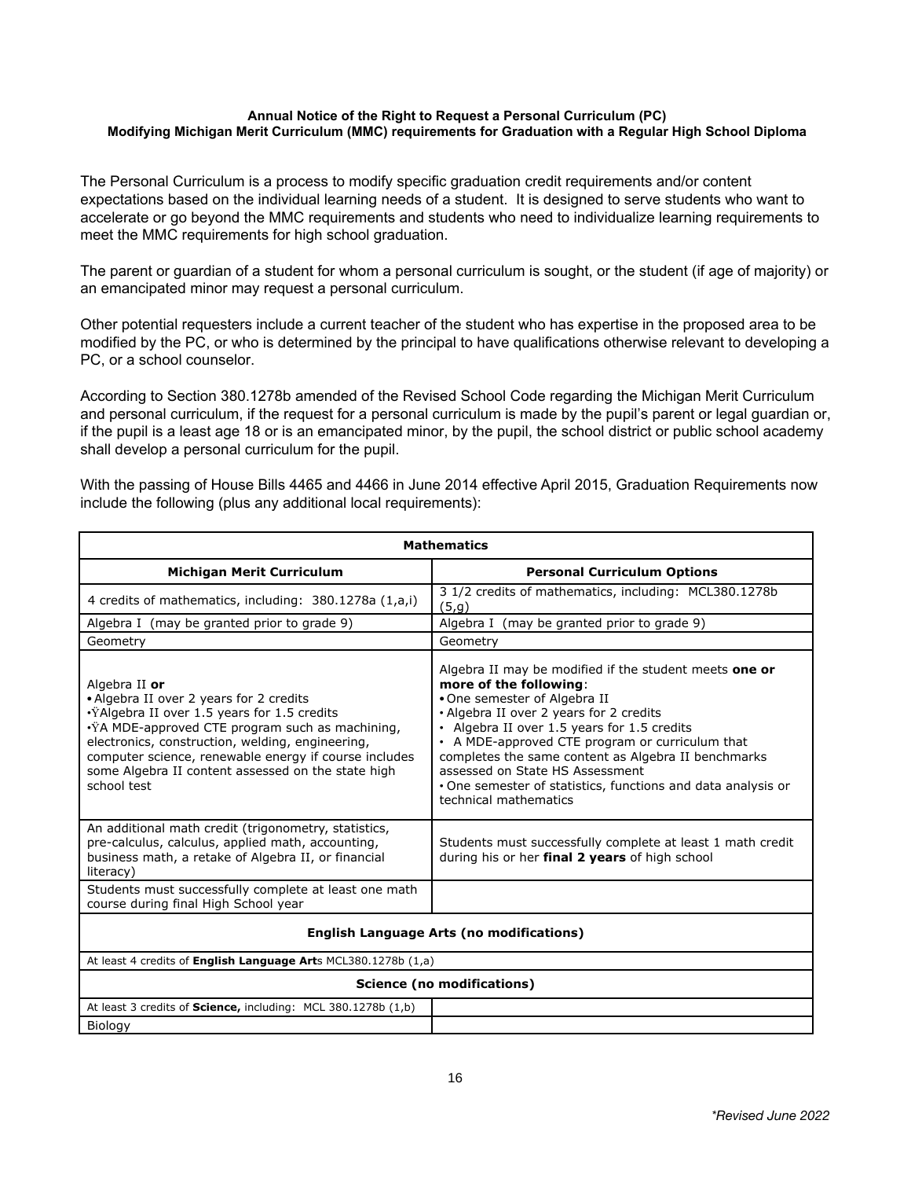**Annual Notice of the Right to Request a Personal Curriculum (PC)**
**Modifying Michigan Merit Curriculum (MMC) requirements for Graduation with a Regular High School Diploma**

The Personal Curriculum is a process to modify specific graduation credit requirements and/or content expectations based on the individual learning needs of a student. It is designed to serve students who want to accelerate or go beyond the MMC requirements and students who need to individualize learning requirements to meet the MMC requirements for high school graduation.

The parent or guardian of a student for whom a personal curriculum is sought, or the student (if age of majority) or an emancipated minor may request a personal curriculum.

Other potential requesters include a current teacher of the student who has expertise in the proposed area to be modified by the PC, or who is determined by the principal to have qualifications otherwise relevant to developing a PC, or a school counselor.

According to Section 380.1278b amended of the Revised School Code regarding the Michigan Merit Curriculum and personal curriculum, if the request for a personal curriculum is made by the pupil's parent or legal guardian or, if the pupil is a least age 18 or is an emancipated minor, by the pupil, the school district or public school academy shall develop a personal curriculum for the pupil.

With the passing of House Bills 4465 and 4466 in June 2014 effective April 2015, Graduation Requirements now include the following (plus any additional local requirements):

| **Mathematics** | |
|---|---|
| **Michigan Merit Curriculum** | **Personal Curriculum Options** |
| 4 credits of mathematics, including: 380.1278a (1,a,i) | 3 1/2 credits of mathematics, including: MCL380.1278b (5,g) |
| Algebra I (may be granted prior to grade 9) | Algebra I (may be granted prior to grade 9) |
| Geometry | Geometry |
| Algebra II **or**<br>• Algebra II over 2 years for 2 credits<br>• Algebra II over 1.5 years for 1.5 credits<br>• A MDE-approved CTE program such as machining, electronics, construction, welding, engineering, computer science, renewable energy if course includes some Algebra II content assessed on the state high school test | Algebra II may be modified if the student meets **one or more of the following**:<br>• One semester of Algebra II<br>• Algebra II over 2 years for 2 credits<br>• Algebra II over 1.5 years for 1.5 credits<br>• A MDE-approved CTE program or curriculum that completes the same content as Algebra II benchmarks assessed on State HS Assessment<br>• One semester of statistics, functions and data analysis or technical mathematics |
| An additional math credit (trigonometry, statistics, pre-calculus, calculus, applied math, accounting, business math, a retake of Algebra II, or financial literacy) | Students must successfully complete at least 1 math credit during his or her **final 2 years** of high school |
| Students must successfully complete at least one math course during final High School year | |
| **English Language Arts (no modifications)** | |
| At least 4 credits of **English Language Art**s MCL380.1278b (1,a) | |
| **Science (no modifications)** | |
| At least 3 credits of **Science,** including: MCL 380.1278b (1,b) | |
| Biology | |

*Revised June 2022*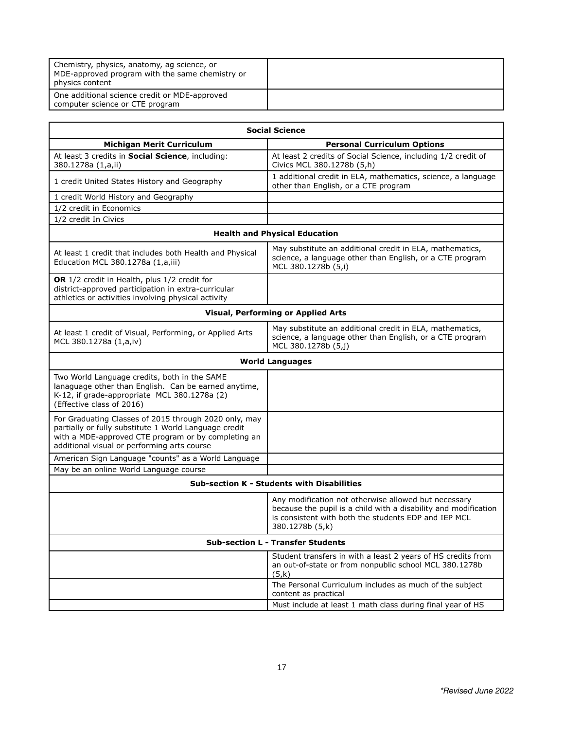| | |
|---|---|
| Chemistry, physics, anatomy, ag science, or MDE-approved program with the same chemistry or physics content | |
| One additional science credit or MDE-approved computer science or CTE program | |

| **Social Science** | |
|---|---|
| **Michigan Merit Curriculum** | **Personal Curriculum Options** |
| At least 3 credits in **Social Science**, including: 380.1278a (1,a,ii) | At least 2 credits of Social Science, including 1/2 credit of Civics MCL 380.1278b (5,h) |
| 1 credit United States History and Geography | 1 additional credit in ELA, mathematics, science, a language other than English, or a CTE program |
| 1 credit World History and Geography | |
| 1/2 credit in Economics | |
| 1/2 credit In Civics | |
| **Health and Physical Education** | |
| At least 1 credit that includes both Health and Physical Education MCL 380.1278a (1,a,iii) | May substitute an additional credit in ELA, mathematics, science, a language other than English, or a CTE program MCL 380.1278b (5,i) |
| **OR** 1/2 credit in Health, plus 1/2 credit for district-approved participation in extra-curricular athletics or activities involving physical activity | |
| **Visual, Performing or Applied Arts** | |
| At least 1 credit of Visual, Performing, or Applied Arts MCL 380.1278a (1,a,iv) | May substitute an additional credit in ELA, mathematics, science, a language other than English, or a CTE program MCL 380.1278b (5,j) |
| **World Languages** | |
| Two World Language credits, both in the SAME lanaguage other than English. Can be earned anytime, K-12, if grade-appropriate MCL 380.1278a (2) (Effective class of 2016) | |
| For Graduating Classes of 2015 through 2020 only, may partially or fully substitute 1 World Language credit with a MDE-approved CTE program or by completing an additional visual or performing arts course | |
| American Sign Language "counts" as a World Language | |
| May be an online World Language course | |
| **Sub-section K - Students with Disabilities** | |
| | Any modification not otherwise allowed but necessary because the pupil is a child with a disability and modification is consistent with both the students EDP and IEP MCL 380.1278b (5,k) |
| **Sub-section L - Transfer Students** | |
| | Student transfers in with a least 2 years of HS credits from an out-of-state or from nonpublic school MCL 380.1278b (5,k) |
| | The Personal Curriculum includes as much of the subject content as practical |
| | Must include at least 1 math class during final year of HS |

*\*Revised June 2022*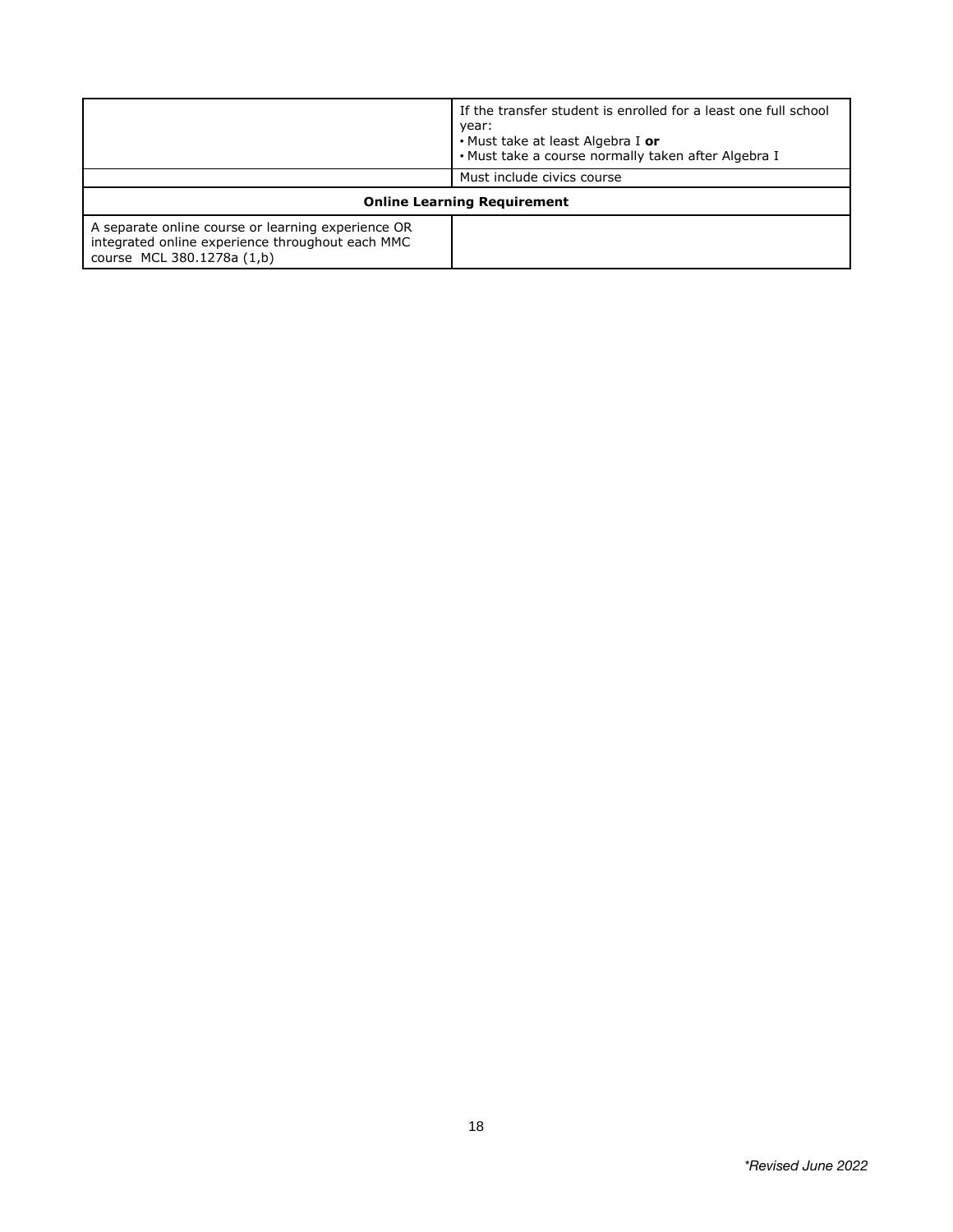| | |
|---|---|
| | If the transfer student is enrolled for a least one full school year:<br>• Must take at least Algebra I **or**<br>• Must take a course normally taken after Algebra I |
| | Must include civics course |
| **Online Learning Requirement** | |
| A separate online course or learning experience OR integrated online experience throughout each MMC course MCL 380.1278a (1,b) | |

*Revised June 2022*